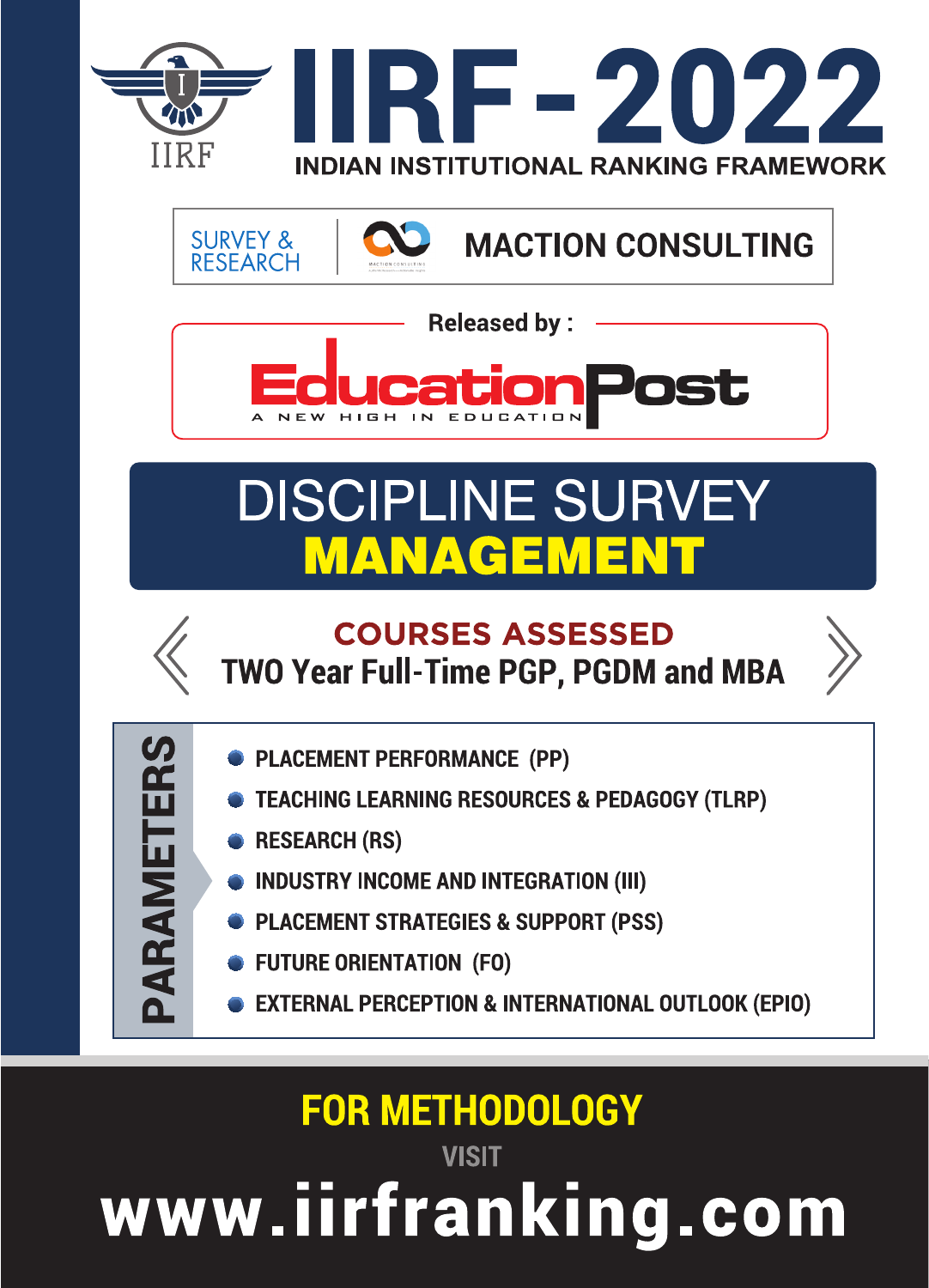# IIRF - 2022

## INDIAN INSTITUTIONAL RANKING FRAMEWORK

SURVEY & RESEARCH | MACTION CONSULTING

Released by :

**EducationPost**
A NEW HIGH IN EDUCATION

# DISCIPLINE SURVEY
# MANAGEMENT

## COURSES ASSESSED
**TWO Year Full-Time PGP, PGDM and MBA**

### PARAMETERS

- PLACEMENT PERFORMANCE (PP)
- TEACHING LEARNING RESOURCES & PEDAGOGY (TLRP)
- RESEARCH (RS)
- INDUSTRY INCOME AND INTEGRATION (III)
- PLACEMENT STRATEGIES & SUPPORT (PSS)
- FUTURE ORIENTATION (FO)
- EXTERNAL PERCEPTION & INTERNATIONAL OUTLOOK (EPIO)

**FOR METHODOLOGY**

VISIT

**www.iirfranking.com**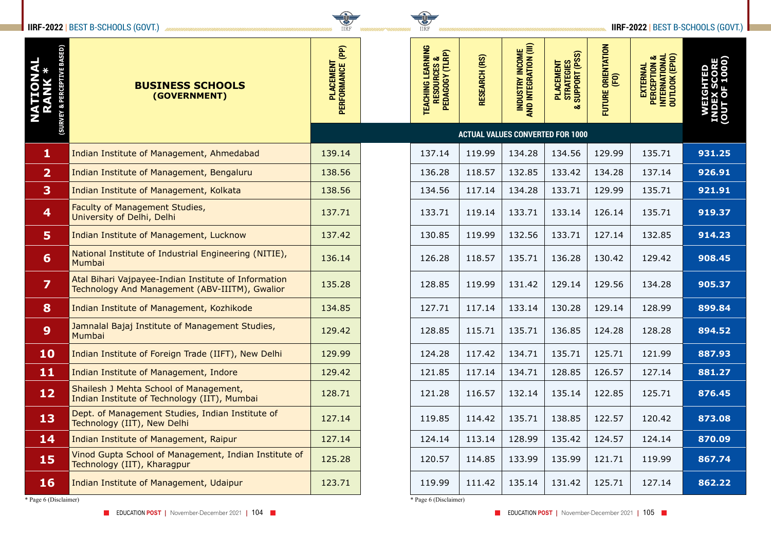| NATIONAL RANK * (SURVEY & PERCEPTIVE BASED) | BUSINESS SCHOOLS (GOVERNMENT) | PLACEMENT PERFORMANCE (PP) | TEACHING LEARNING RESOURCES & PEDAGOGY (TLRP) | RESEARCH (RS) | INDUSTRY INCOME AND INTEGRATION (III) | PLACEMENT STRATEGIES & SUPPORT (PSS) | FUTURE ORIENTATION (FO) | EXTERNAL PERCEPTION & INTERNATIONAL OUTLOOK (EPIO) | WEIGHTED INDEX SCORE (OUT OF 1000) |
|---|---|---|---|---|---|---|---|---|---|
| | | ACTUAL VALUES CONVERTED FOR 1000 | | | | | | | |
| 1 | Indian Institute of Management, Ahmedabad | 139.14 | 137.14 | 119.99 | 134.28 | 134.56 | 129.99 | 135.71 | 931.25 |
| 2 | Indian Institute of Management, Bengaluru | 138.56 | 136.28 | 118.57 | 132.85 | 133.42 | 134.28 | 137.14 | 926.91 |
| 3 | Indian Institute of Management, Kolkata | 138.56 | 134.56 | 117.14 | 134.28 | 133.71 | 129.99 | 135.71 | 921.91 |
| 4 | Faculty of Management Studies, University of Delhi, Delhi | 137.71 | 133.71 | 119.14 | 133.71 | 133.14 | 126.14 | 135.71 | 919.37 |
| 5 | Indian Institute of Management, Lucknow | 137.42 | 130.85 | 119.99 | 132.56 | 133.71 | 127.14 | 132.85 | 914.23 |
| 6 | National Institute of Industrial Engineering (NITIE), Mumbai | 136.14 | 126.28 | 118.57 | 135.71 | 136.28 | 130.42 | 129.42 | 908.45 |
| 7 | Atal Bihari Vajpayee-Indian Institute of Information Technology And Management (ABV-IIITM), Gwalior | 135.28 | 128.85 | 119.99 | 131.42 | 129.14 | 129.56 | 134.28 | 905.37 |
| 8 | Indian Institute of Management, Kozhikode | 134.85 | 127.71 | 117.14 | 133.14 | 130.28 | 129.14 | 128.99 | 899.84 |
| 9 | Jamnalal Bajaj Institute of Management Studies, Mumbai | 129.42 | 128.85 | 115.71 | 135.71 | 136.85 | 124.28 | 128.28 | 894.52 |
| 10 | Indian Institute of Foreign Trade (IIFT), New Delhi | 129.99 | 124.28 | 117.42 | 134.71 | 135.71 | 125.71 | 121.99 | 887.93 |
| 11 | Indian Institute of Management, Indore | 129.42 | 121.85 | 117.14 | 134.71 | 128.85 | 126.57 | 127.14 | 881.27 |
| 12 | Shailesh J Mehta School of Management, Indian Institute of Technology (IIT), Mumbai | 128.71 | 121.28 | 116.57 | 132.14 | 135.14 | 122.85 | 125.71 | 876.45 |
| 13 | Dept. of Management Studies, Indian Institute of Technology (IIT), New Delhi | 127.14 | 119.85 | 114.42 | 135.71 | 138.85 | 122.57 | 120.42 | 873.08 |
| 14 | Indian Institute of Management, Raipur | 127.14 | 124.14 | 113.14 | 128.99 | 135.42 | 124.57 | 124.14 | 870.09 |
| 15 | Vinod Gupta School of Management, Indian Institute of Technology (IIT), Kharagpur | 125.28 | 120.57 | 114.85 | 133.99 | 135.99 | 121.71 | 119.99 | 867.74 |
| 16 | Indian Institute of Management, Udaipur | 123.71 | 119.99 | 111.42 | 135.14 | 131.42 | 125.71 | 127.14 | 862.22 |

* Page 6 (Disclaimer)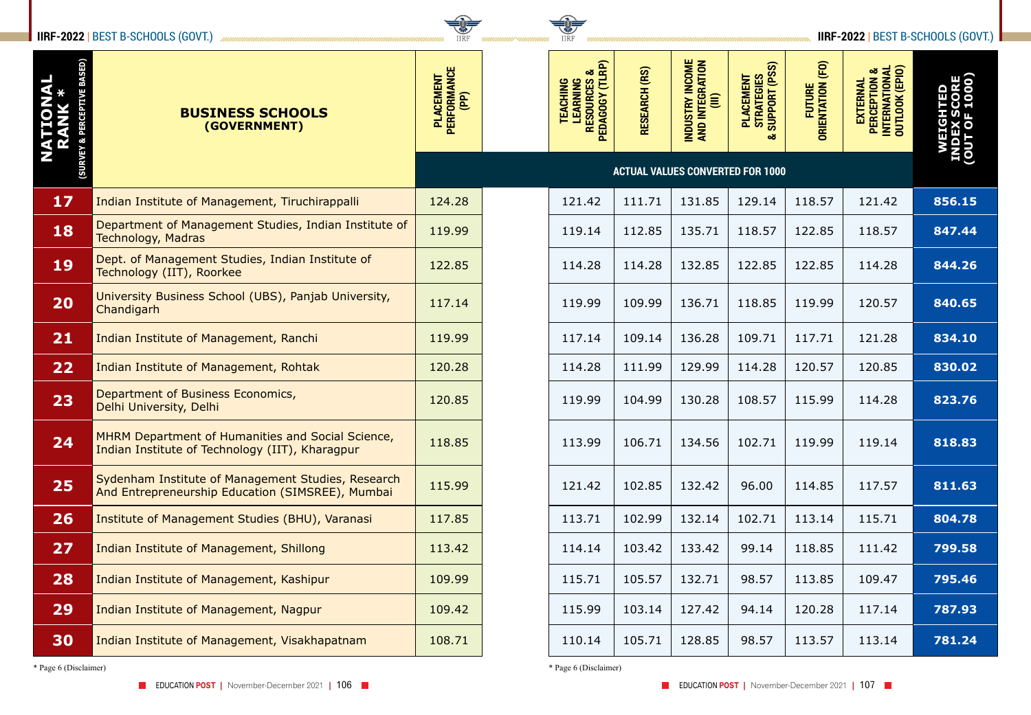| NATIONAL RANK * (SURVEY & PERCEPTIVE BASED) | BUSINESS SCHOOLS (GOVERNMENT) | PLACEMENT PERFORMANCE (PP) | TEACHING LEARNING RESOURCES & PEDAGOGY (TLRP) | RESEARCH (RS) | INDUSTRY INCOME AND INTEGRATION (III) | PLACEMENT STRATEGIES & SUPPORT (PSS) | FUTURE ORIENTATION (FO) | EXTERNAL PERCEPTION & INTERNATIONAL OUTLOOK (EPIO) | WEIGHTED INDEX SCORE (OUT OF 1000) |
|---|---|---|---|---|---|---|---|---|---|
| | | ACTUAL VALUES CONVERTED FOR 1000 | | | | | | | |
| 17 | Indian Institute of Management, Tiruchirappalli | 124.28 | 121.42 | 111.71 | 131.85 | 129.14 | 118.57 | 121.42 | **856.15** |
| 18 | Department of Management Studies, Indian Institute of Technology, Madras | 119.99 | 119.14 | 112.85 | 135.71 | 118.57 | 122.85 | 118.57 | **847.44** |
| 19 | Dept. of Management Studies, Indian Institute of Technology (IIT), Roorkee | 122.85 | 114.28 | 114.28 | 132.85 | 122.85 | 122.85 | 114.28 | **844.26** |
| 20 | University Business School (UBS), Panjab University, Chandigarh | 117.14 | 119.99 | 109.99 | 136.71 | 118.85 | 119.99 | 120.57 | **840.65** |
| 21 | Indian Institute of Management, Ranchi | 119.99 | 117.14 | 109.14 | 136.28 | 109.71 | 117.71 | 121.28 | **834.10** |
| 22 | Indian Institute of Management, Rohtak | 120.28 | 114.28 | 111.99 | 129.99 | 114.28 | 120.57 | 120.85 | **830.02** |
| 23 | Department of Business Economics, Delhi University, Delhi | 120.85 | 119.99 | 104.99 | 130.28 | 108.57 | 115.99 | 114.28 | **823.76** |
| 24 | MHRM Department of Humanities and Social Science, Indian Institute of Technology (IIT), Kharagpur | 118.85 | 113.99 | 106.71 | 134.56 | 102.71 | 119.99 | 119.14 | **818.83** |
| 25 | Sydenham Institute of Management Studies, Research And Entrepreneurship Education (SIMSREE), Mumbai | 115.99 | 121.42 | 102.85 | 132.42 | 96.00 | 114.85 | 117.57 | **811.63** |
| 26 | Institute of Management Studies (BHU), Varanasi | 117.85 | 113.71 | 102.99 | 132.14 | 102.71 | 113.14 | 115.71 | **804.78** |
| 27 | Indian Institute of Management, Shillong | 113.42 | 114.14 | 103.42 | 133.42 | 99.14 | 118.85 | 111.42 | **799.58** |
| 28 | Indian Institute of Management, Kashipur | 109.99 | 115.71 | 105.57 | 132.71 | 98.57 | 113.85 | 109.47 | **795.46** |
| 29 | Indian Institute of Management, Nagpur | 109.42 | 115.99 | 103.14 | 127.42 | 94.14 | 120.28 | 117.14 | **787.93** |
| 30 | Indian Institute of Management, Visakhapatnam | 108.71 | 110.14 | 105.71 | 128.85 | 98.57 | 113.57 | 113.14 | **781.24** |

* Page 6 (Disclaimer)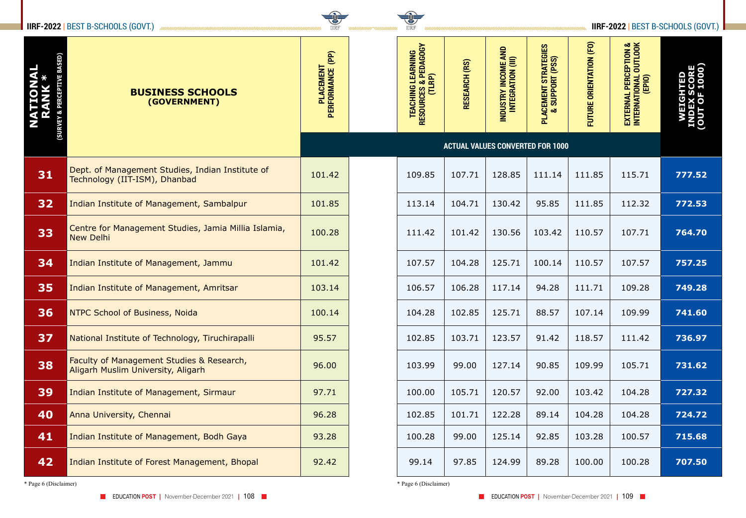| NATIONAL RANK * (SURVEY & PERCEPTIVE BASED) | BUSINESS SCHOOLS (GOVERNMENT) | PLACEMENT PERFORMANCE (PP) | TEACHING LEARNING RESOURCES & PEDAGOGY (TLRP) | RESEARCH (RS) | INDUSTRY INCOME AND INTEGRATION (III) | PLACEMENT STRATEGIES & SUPPORT (PSS) | FUTURE ORIENTATION (FO) | EXTERNAL PERCEPTION & INTERNATIONAL OUTLOOK (EPIO) | WEIGHTED INDEX SCORE (OUT OF 1000) |
|---|---|---|---|---|---|---|---|---|---|
| | | ACTUAL VALUES CONVERTED FOR 1000 | | | | | | | |
| 31 | Dept. of Management Studies, Indian Institute of Technology (IIT-ISM), Dhanbad | 101.42 | 109.85 | 107.71 | 128.85 | 111.14 | 111.85 | 115.71 | 777.52 |
| 32 | Indian Institute of Management, Sambalpur | 101.85 | 113.14 | 104.71 | 130.42 | 95.85 | 111.85 | 112.32 | 772.53 |
| 33 | Centre for Management Studies, Jamia Millia Islamia, New Delhi | 100.28 | 111.42 | 101.42 | 130.56 | 103.42 | 110.57 | 107.71 | 764.70 |
| 34 | Indian Institute of Management, Jammu | 101.42 | 107.57 | 104.28 | 125.71 | 100.14 | 110.57 | 107.57 | 757.25 |
| 35 | Indian Institute of Management, Amritsar | 103.14 | 106.57 | 106.28 | 117.14 | 94.28 | 111.71 | 109.28 | 749.28 |
| 36 | NTPC School of Business, Noida | 100.14 | 104.28 | 102.85 | 125.71 | 88.57 | 107.14 | 109.99 | 741.60 |
| 37 | National Institute of Technology, Tiruchirapalli | 95.57 | 102.85 | 103.71 | 123.57 | 91.42 | 118.57 | 111.42 | 736.97 |
| 38 | Faculty of Management Studies & Research, Aligarh Muslim University, Aligarh | 96.00 | 103.99 | 99.00 | 127.14 | 90.85 | 109.99 | 105.71 | 731.62 |
| 39 | Indian Institute of Management, Sirmaur | 97.71 | 100.00 | 105.71 | 120.57 | 92.00 | 103.42 | 104.28 | 727.32 |
| 40 | Anna University, Chennai | 96.28 | 102.85 | 101.71 | 122.28 | 89.14 | 104.28 | 104.28 | 724.72 |
| 41 | Indian Institute of Management, Bodh Gaya | 93.28 | 100.28 | 99.00 | 125.14 | 92.85 | 103.28 | 100.57 | 715.68 |
| 42 | Indian Institute of Forest Management, Bhopal | 92.42 | 99.14 | 97.85 | 124.99 | 89.28 | 100.00 | 100.28 | 707.50 |

* Page 6 (Disclaimer)